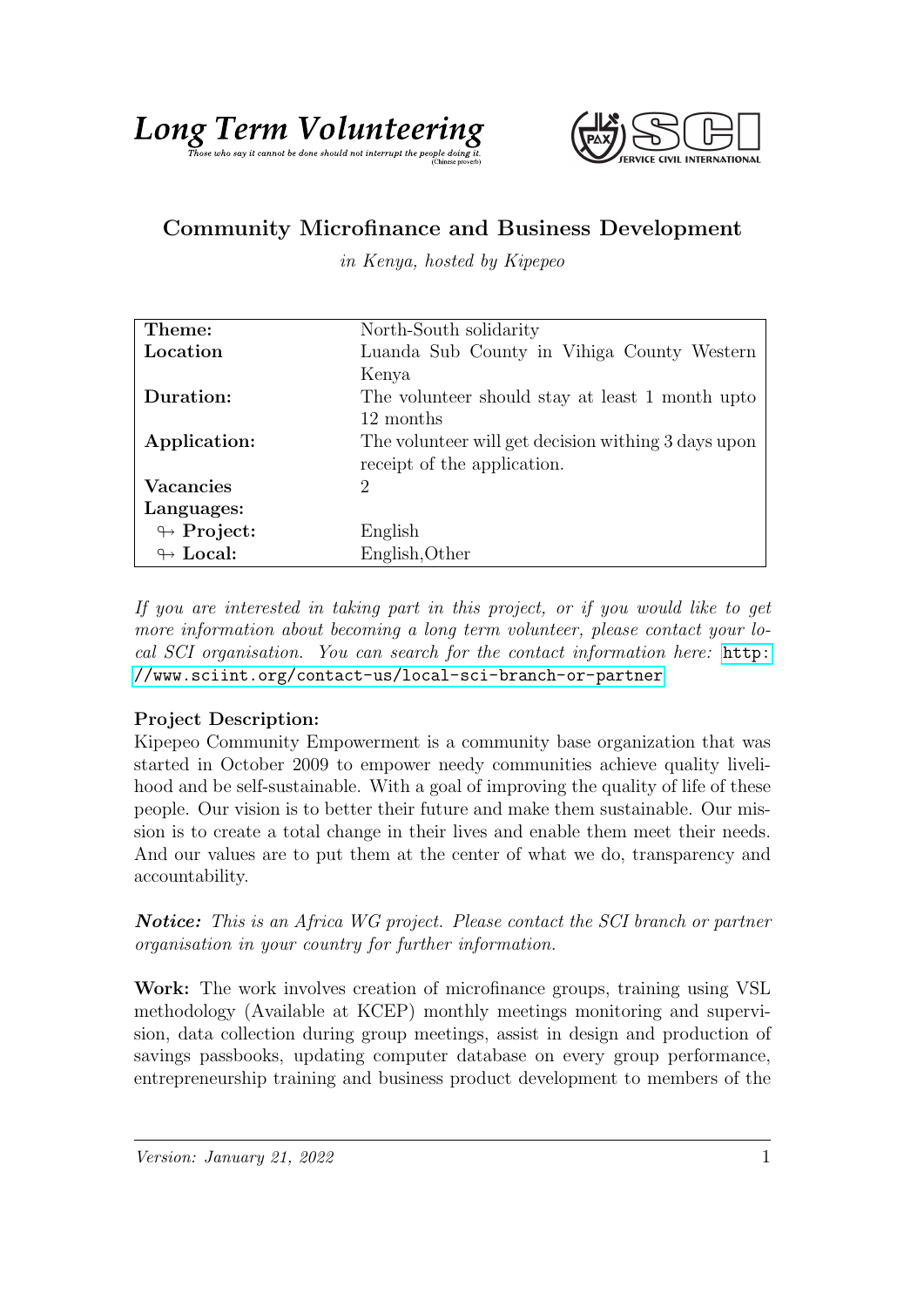**Long Term Volunteering**

*Those who say it cannot be done should not interrupt the people doing it.* (Chinese proverb)

SCI SERVICE CIVIL INTERNATIONAL

## Community Microfinance and Business Development

*in Kenya, hosted by Kipepeo*

| | |
|---|---|
| **Theme:** | North-South solidarity |
| **Location** | Luanda Sub County in Vihiga County Western Kenya |
| **Duration:** | The volunteer should stay at least 1 month upto 12 months |
| **Application:** | The volunteer will get decision withing 3 days upon receipt of the application. |
| **Vacancies** | 2 |
| **Languages:** | |
| ↬ **Project:** | English |
| ↬ **Local:** | English,Other |

*If you are interested in taking part in this project, or if you would like to get more information about becoming a long term volunteer, please contact your local SCI organisation. You can search for the contact information here:* http://www.sciint.org/contact-us/local-sci-branch-or-partner

**Project Description:**
Kipepeo Community Empowerment is a community base organization that was started in October 2009 to empower needy communities achieve quality livelihood and be self-sustainable. With a goal of improving the quality of life of these people. Our vision is to better their future and make them sustainable. Our mission is to create a total change in their lives and enable them meet their needs. And our values are to put them at the center of what we do, transparency and accountability.

***Notice:*** *This is an Africa WG project. Please contact the SCI branch or partner organisation in your country for further information.*

**Work:** The work involves creation of microfinance groups, training using VSL methodology (Available at KCEP) monthly meetings monitoring and supervision, data collection during group meetings, assist in design and production of savings passbooks, updating computer database on every group performance, entrepreneurship training and business product development to members of the

*Version: January 21, 2022*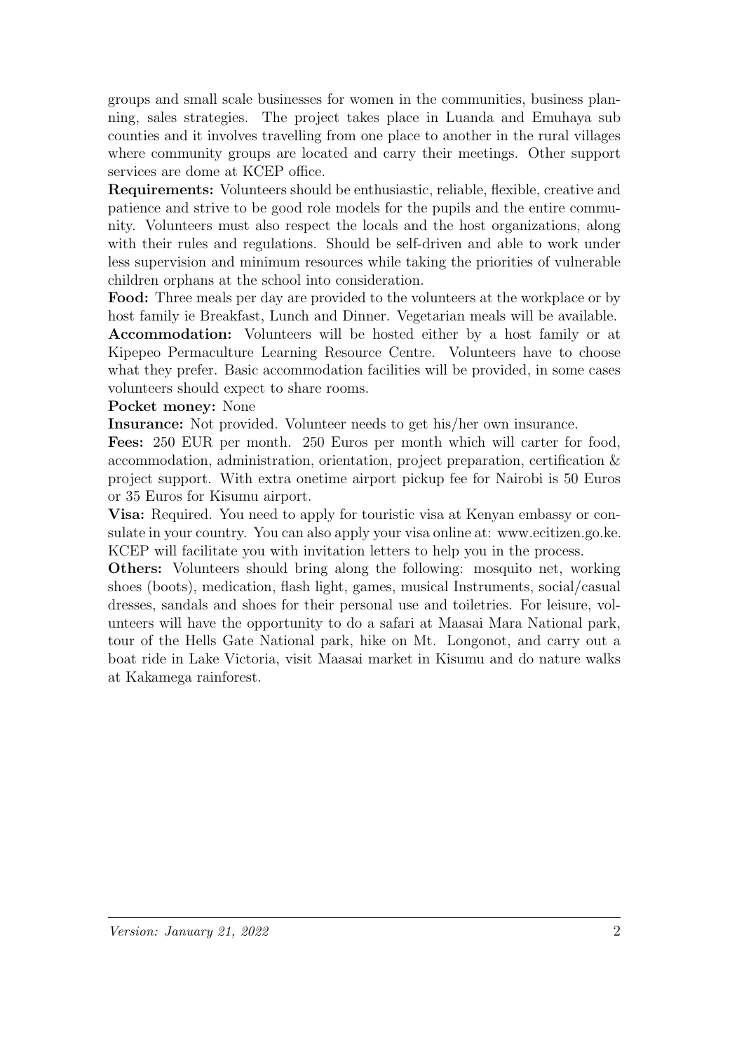groups and small scale businesses for women in the communities, business planning, sales strategies. The project takes place in Luanda and Emuhaya sub counties and it involves travelling from one place to another in the rural villages where community groups are located and carry their meetings. Other support services are dome at KCEP office.

**Requirements:** Volunteers should be enthusiastic, reliable, flexible, creative and patience and strive to be good role models for the pupils and the entire community. Volunteers must also respect the locals and the host organizations, along with their rules and regulations. Should be self-driven and able to work under less supervision and minimum resources while taking the priorities of vulnerable children orphans at the school into consideration.

**Food:** Three meals per day are provided to the volunteers at the workplace or by host family ie Breakfast, Lunch and Dinner. Vegetarian meals will be available.

**Accommodation:** Volunteers will be hosted either by a host family or at Kipepeo Permaculture Learning Resource Centre. Volunteers have to choose what they prefer. Basic accommodation facilities will be provided, in some cases volunteers should expect to share rooms.

**Pocket money:** None

**Insurance:** Not provided. Volunteer needs to get his/her own insurance.

**Fees:** 250 EUR per month. 250 Euros per month which will carter for food, accommodation, administration, orientation, project preparation, certification & project support. With extra onetime airport pickup fee for Nairobi is 50 Euros or 35 Euros for Kisumu airport.

**Visa:** Required. You need to apply for touristic visa at Kenyan embassy or consulate in your country. You can also apply your visa online at: www.ecitizen.go.ke. KCEP will facilitate you with invitation letters to help you in the process.

**Others:** Volunteers should bring along the following: mosquito net, working shoes (boots), medication, flash light, games, musical Instruments, social/casual dresses, sandals and shoes for their personal use and toiletries. For leisure, volunteers will have the opportunity to do a safari at Maasai Mara National park, tour of the Hells Gate National park, hike on Mt. Longonot, and carry out a boat ride in Lake Victoria, visit Maasai market in Kisumu and do nature walks at Kakamega rainforest.

*Version: January 21, 2022*